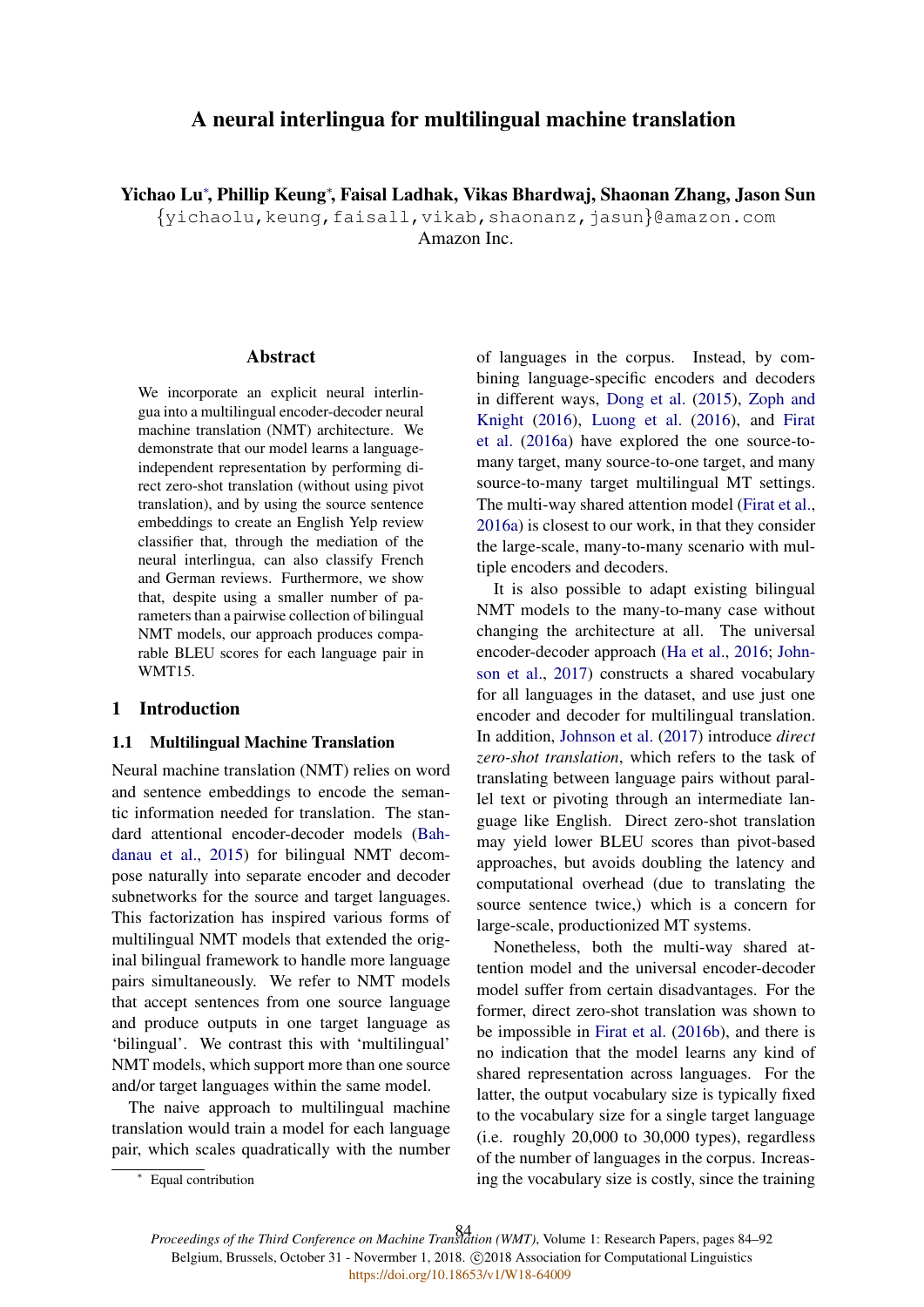# A neural interlingua for multilingual machine translation

**Yichao Lu***, **Phillip Keung***, **Faisal Ladhak, Vikas Bhardwaj, Shaonan Zhang, Jason Sun**

{yichaolu,keung,faisall,vikab,shaonanz,jasun}@amazon.com

Amazon Inc.

## Abstract

We incorporate an explicit neural interlingua into a multilingual encoder-decoder neural machine translation (NMT) architecture. We demonstrate that our model learns a language-independent representation by performing direct zero-shot translation (without using pivot translation), and by using the source sentence embeddings to create an English Yelp review classifier that, through the mediation of the neural interlingua, can also classify French and German reviews. Furthermore, we show that, despite using a smaller number of parameters than a pairwise collection of bilingual NMT models, our approach produces comparable BLEU scores for each language pair in WMT15.

## 1 Introduction

### 1.1 Multilingual Machine Translation

Neural machine translation (NMT) relies on word and sentence embeddings to encode the semantic information needed for translation. The standard attentional encoder-decoder models (Bahdanau et al., 2015) for bilingual NMT decompose naturally into separate encoder and decoder subnetworks for the source and target languages. This factorization has inspired various forms of multilingual NMT models that extended the original bilingual framework to handle more language pairs simultaneously. We refer to NMT models that accept sentences from one source language and produce outputs in one target language as 'bilingual'. We contrast this with 'multilingual' NMT models, which support more than one source and/or target languages within the same model.

The naive approach to multilingual machine translation would train a model for each language pair, which scales quadratically with the number of languages in the corpus. Instead, by combining language-specific encoders and decoders in different ways, Dong et al. (2015), Zoph and Knight (2016), Luong et al. (2016), and Firat et al. (2016a) have explored the one source-to-many target, many source-to-one target, and many source-to-many target multilingual MT settings. The multi-way shared attention model (Firat et al., 2016a) is closest to our work, in that they consider the large-scale, many-to-many scenario with multiple encoders and decoders.

It is also possible to adapt existing bilingual NMT models to the many-to-many case without changing the architecture at all. The universal encoder-decoder approach (Ha et al., 2016; Johnson et al., 2017) constructs a shared vocabulary for all languages in the dataset, and use just one encoder and decoder for multilingual translation. In addition, Johnson et al. (2017) introduce *direct zero-shot translation*, which refers to the task of translating between language pairs without parallel text or pivoting through an intermediate language like English. Direct zero-shot translation may yield lower BLEU scores than pivot-based approaches, but avoids doubling the latency and computational overhead (due to translating the source sentence twice,) which is a concern for large-scale, productionized MT systems.

Nonetheless, both the multi-way shared attention model and the universal encoder-decoder model suffer from certain disadvantages. For the former, direct zero-shot translation was shown to be impossible in Firat et al. (2016b), and there is no indication that the model learns any kind of shared representation across languages. For the latter, the output vocabulary size is typically fixed to the vocabulary size for a single target language (i.e. roughly 20,000 to 30,000 types), regardless of the number of languages in the corpus. Increasing the vocabulary size is costly, since the training

[*] Equal contribution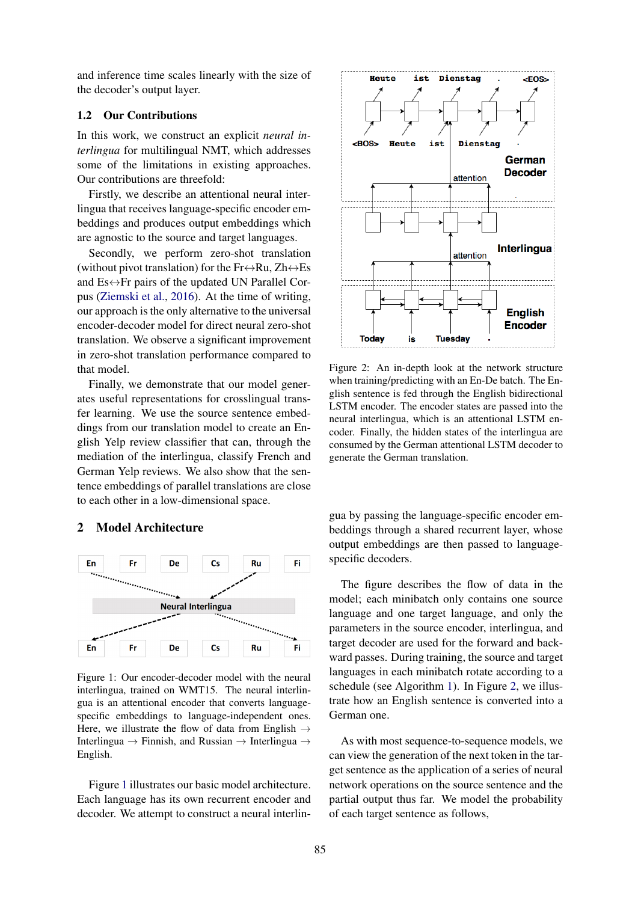and inference time scales linearly with the size of the decoder's output layer.

### 1.2 Our Contributions

In this work, we construct an explicit *neural interlingua* for multilingual NMT, which addresses some of the limitations in existing approaches. Our contributions are threefold:

Firstly, we describe an attentional neural interlingua that receives language-specific encoder embeddings and produces output embeddings which are agnostic to the source and target languages.

Secondly, we perform zero-shot translation (without pivot translation) for the Fr↔Ru, Zh↔Es and Es↔Fr pairs of the updated UN Parallel Corpus (Ziemski et al., 2016). At the time of writing, our approach is the only alternative to the universal encoder-decoder model for direct neural zero-shot translation. We observe a significant improvement in zero-shot translation performance compared to that model.

Finally, we demonstrate that our model generates useful representations for crosslingual transfer learning. We use the source sentence embeddings from our translation model to create an English Yelp review classifier that can, through the mediation of the interlingua, classify French and German Yelp reviews. We also show that the sentence embeddings of parallel translations are close to each other in a low-dimensional space.

## 2 Model Architecture

Figure 1: Our encoder-decoder model with the neural interlingua, trained on WMT15. The neural interlingua is an attentional encoder that converts language-specific embeddings to language-independent ones. Here, we illustrate the flow of data from English → Interlingua → Finnish, and Russian → Interlingua → English.

Figure 1 illustrates our basic model architecture. Each language has its own recurrent encoder and decoder. We attempt to construct a neural interlingua by passing the language-specific encoder embeddings through a shared recurrent layer, whose output embeddings are then passed to language-specific decoders.

Figure 2: An in-depth look at the network structure when training/predicting with an En-De batch. The English sentence is fed through the English bidirectional LSTM encoder. The encoder states are passed into the neural interlingua, which is an attentional LSTM encoder. Finally, the hidden states of the interlingua are consumed by the German attentional LSTM decoder to generate the German translation.

The figure describes the flow of data in the model; each minibatch only contains one source language and one target language, and only the parameters in the source encoder, interlingua, and target decoder are used for the forward and backward passes. During training, the source and target languages in each minibatch rotate according to a schedule (see Algorithm 1). In Figure 2, we illustrate how an English sentence is converted into a German one.

As with most sequence-to-sequence models, we can view the generation of the next token in the target sentence as the application of a series of neural network operations on the source sentence and the partial output thus far. We model the probability of each target sentence as follows,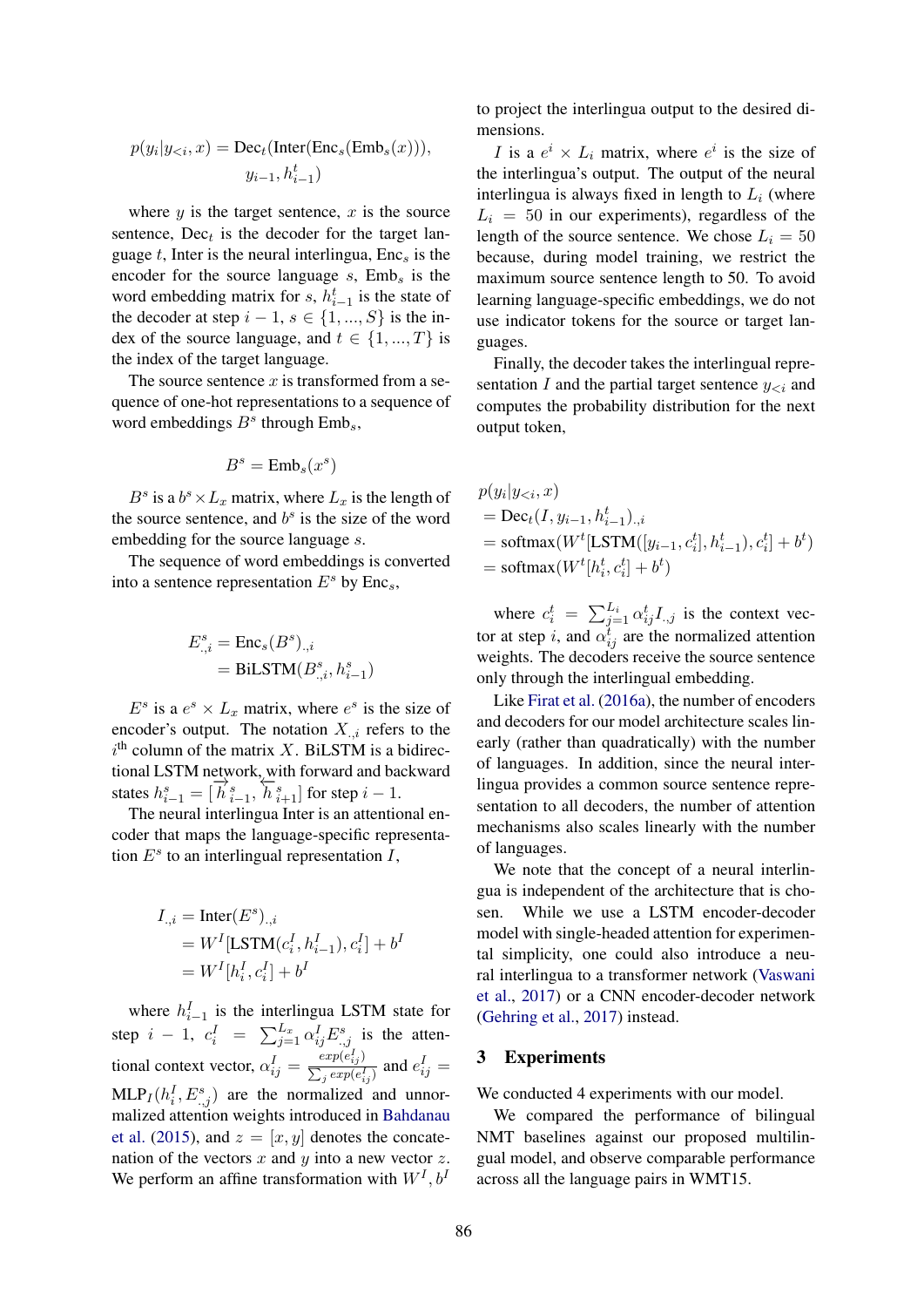$$p(y_i|y_{<i}, x) = \text{Dec}_t(\text{Inter}(\text{Enc}_s(\text{Emb}_s(x))), y_{i-1}, h^t_{i-1})$$

where $y$ is the target sentence, $x$ is the source sentence, $\text{Dec}_t$ is the decoder for the target language $t$, Inter is the neural interlingua, $\text{Enc}_s$ is the encoder for the source language $s$, $\text{Emb}_s$ is the word embedding matrix for $s$, $h^t_{i-1}$ is the state of the decoder at step $i-1$, $s \in \{1, ..., S\}$ is the index of the source language, and $t \in \{1, ..., T\}$ is the index of the target language.

The source sentence $x$ is transformed from a sequence of one-hot representations to a sequence of word embeddings $B^s$ through $\text{Emb}_s$,

$$B^s = \text{Emb}_s(x^s)$$

$B^s$ is a $b^s \times L_x$ matrix, where $L_x$ is the length of the source sentence, and $b^s$ is the size of the word embedding for the source language $s$.

The sequence of word embeddings is converted into a sentence representation $E^s$ by $\text{Enc}_s$,

$$\begin{aligned} E^s_{.,i} &= \text{Enc}_s(B^s)_{.,i} \\ &= \text{BiLSTM}(B^s_{.,i}, h^s_{i-1}) \end{aligned}$$

$E^s$ is a $e^s \times L_x$ matrix, where $e^s$ is the size of encoder's output. The notation $X_{.,i}$ refers to the $i^{\text{th}}$ column of the matrix $X$. BiLSTM is a bidirectional LSTM network, with forward and backward states $h^s_{i-1} = [\overrightarrow{h}^s_{i-1}, \overleftarrow{h}^s_{i+1}]$ for step $i-1$.

The neural interlingua Inter is an attentional encoder that maps the language-specific representation $E^s$ to an interlingual representation $I$,

$$\begin{aligned} I_{.,i} &= \text{Inter}(E^s)_{.,i} \\ &= W^I[\text{LSTM}(c^I_i, h^I_{i-1}), c^I_i] + b^I \\ &= W^I[h^I_i, c^I_i] + b^I \end{aligned}$$

where $h^I_{i-1}$ is the interlingua LSTM state for step $i-1$, $c^I_i = \sum_{j=1}^{L_x} \alpha^I_{ij} E^s_{.,j}$ is the attentional context vector, $\alpha^I_{ij} = \frac{exp(e^I_{ij})}{\sum_j exp(e^I_{ij})}$ and $e^I_{ij} = \text{MLP}_I(h^I_i, E^s_{.,j})$ are the normalized and unnormalized attention weights introduced in Bahdanau et al. (2015), and $z = [x, y]$ denotes the concatenation of the vectors $x$ and $y$ into a new vector $z$. We perform an affine transformation with $W^I, b^I$ to project the interlingua output to the desired dimensions.

$I$ is a $e^i \times L_i$ matrix, where $e^i$ is the size of the interlingua's output. The output of the neural interlingua is always fixed in length to $L_i$ (where $L_i = 50$ in our experiments), regardless of the length of the source sentence. We chose $L_i = 50$ because, during model training, we restrict the maximum source sentence length to 50. To avoid learning language-specific embeddings, we do not use indicator tokens for the source or target languages.

Finally, the decoder takes the interlingual representation $I$ and the partial target sentence $y_{<i}$ and computes the probability distribution for the next output token,

$$\begin{aligned} & p(y_i|y_{<i}, x) \\ &= \text{Dec}_t(I, y_{i-1}, h^t_{i-1})_{.,i} \\ &= \text{softmax}(W^t[\text{LSTM}([y_{i-1}, c^t_i], h^t_{i-1}), c^t_i] + b^t) \\ &= \text{softmax}(W^t[h^t_i, c^t_i] + b^t) \end{aligned}$$

where $c^t_i = \sum_{j=1}^{L_i} \alpha^t_{ij} I_{.,j}$ is the context vector at step $i$, and $\alpha^t_{ij}$ are the normalized attention weights. The decoders receive the source sentence only through the interlingual embedding.

Like Firat et al. (2016a), the number of encoders and decoders for our model architecture scales linearly (rather than quadratically) with the number of languages. In addition, since the neural interlingua provides a common source sentence representation to all decoders, the number of attention mechanisms also scales linearly with the number of languages.

We note that the concept of a neural interlingua is independent of the architecture that is chosen. While we use a LSTM encoder-decoder model with single-headed attention for experimental simplicity, one could also introduce a neural interlingua to a transformer network (Vaswani et al., 2017) or a CNN encoder-decoder network (Gehring et al., 2017) instead.

## 3 Experiments

We conducted 4 experiments with our model.

We compared the performance of bilingual NMT baselines against our proposed multilingual model, and observe comparable performance across all the language pairs in WMT15.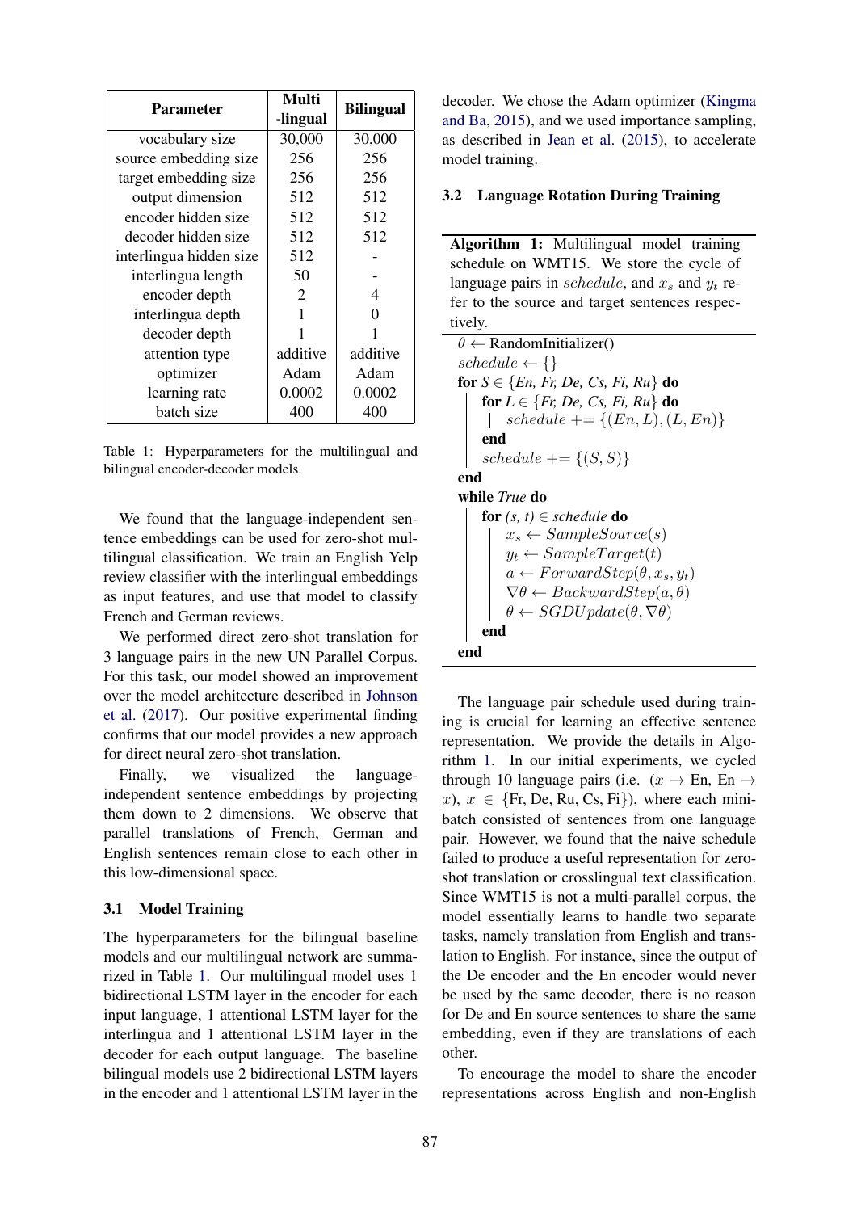| Parameter | Multi -lingual | Bilingual |
|---|---|---|
| vocabulary size | 30,000 | 30,000 |
| source embedding size | 256 | 256 |
| target embedding size | 256 | 256 |
| output dimension | 512 | 512 |
| encoder hidden size | 512 | 512 |
| decoder hidden size | 512 | 512 |
| interlingua hidden size | 512 | - |
| interlingua length | 50 | - |
| encoder depth | 2 | 4 |
| interlingua depth | 1 | 0 |
| decoder depth | 1 | 1 |
| attention type | additive | additive |
| optimizer | Adam | Adam |
| learning rate | 0.0002 | 0.0002 |
| batch size | 400 | 400 |

Table 1: Hyperparameters for the multilingual and bilingual encoder-decoder models.

We found that the language-independent sentence embeddings can be used for zero-shot multilingual classification. We train an English Yelp review classifier with the interlingual embeddings as input features, and use that model to classify French and German reviews.

We performed direct zero-shot translation for 3 language pairs in the new UN Parallel Corpus. For this task, our model showed an improvement over the model architecture described in Johnson et al. (2017). Our positive experimental finding confirms that our model provides a new approach for direct neural zero-shot translation.

Finally, we visualized the language-independent sentence embeddings by projecting them down to 2 dimensions. We observe that parallel translations of French, German and English sentences remain close to each other in this low-dimensional space.

### 3.1 Model Training

The hyperparameters for the bilingual baseline models and our multilingual network are summarized in Table 1. Our multilingual model uses 1 bidirectional LSTM layer in the encoder for each input language, 1 attentional LSTM layer for the interlingua and 1 attentional LSTM layer in the decoder for each output language. The baseline bilingual models use 2 bidirectional LSTM layers in the encoder and 1 attentional LSTM layer in the decoder. We chose the Adam optimizer (Kingma and Ba, 2015), and we used importance sampling, as described in Jean et al. (2015), to accelerate model training.

### 3.2 Language Rotation During Training

**Algorithm 1:** Multilingual model training schedule on WMT15. We store the cycle of language pairs in $schedule$, and $x_s$ and $y_t$ refer to the source and target sentences respectively.

```
θ ← RandomInitializer()
schedule ← {}
for S ∈ {En, Fr, De, Cs, Fi, Ru} do
    for L ∈ {Fr, De, Cs, Fi, Ru} do
        schedule += {(En, L), (L, En)}
    end
    schedule += {(S, S)}
end
while True do
    for (s, t) ∈ schedule do
        x_s ← SampleSource(s)
        y_t ← SampleTarget(t)
        a ← ForwardStep(θ, x_s, y_t)
        ∇θ ← BackwardStep(a, θ)
        θ ← SGDUpdate(θ, ∇θ)
    end
end
```

The language pair schedule used during training is crucial for learning an effective sentence representation. We provide the details in Algorithm 1. In our initial experiments, we cycled through 10 language pairs (i.e. ($x \rightarrow$ En, En $\rightarrow x$), $x \in$ {Fr, De, Ru, Cs, Fi}), where each mini-batch consisted of sentences from one language pair. However, we found that the naive schedule failed to produce a useful representation for zero-shot translation or crosslingual text classification. Since WMT15 is not a multi-parallel corpus, the model essentially learns to handle two separate tasks, namely translation from English and translation to English. For instance, since the output of the De encoder and the En encoder would never be used by the same decoder, there is no reason for De and En source sentences to share the same embedding, even if they are translations of each other.

To encourage the model to share the encoder representations across English and non-English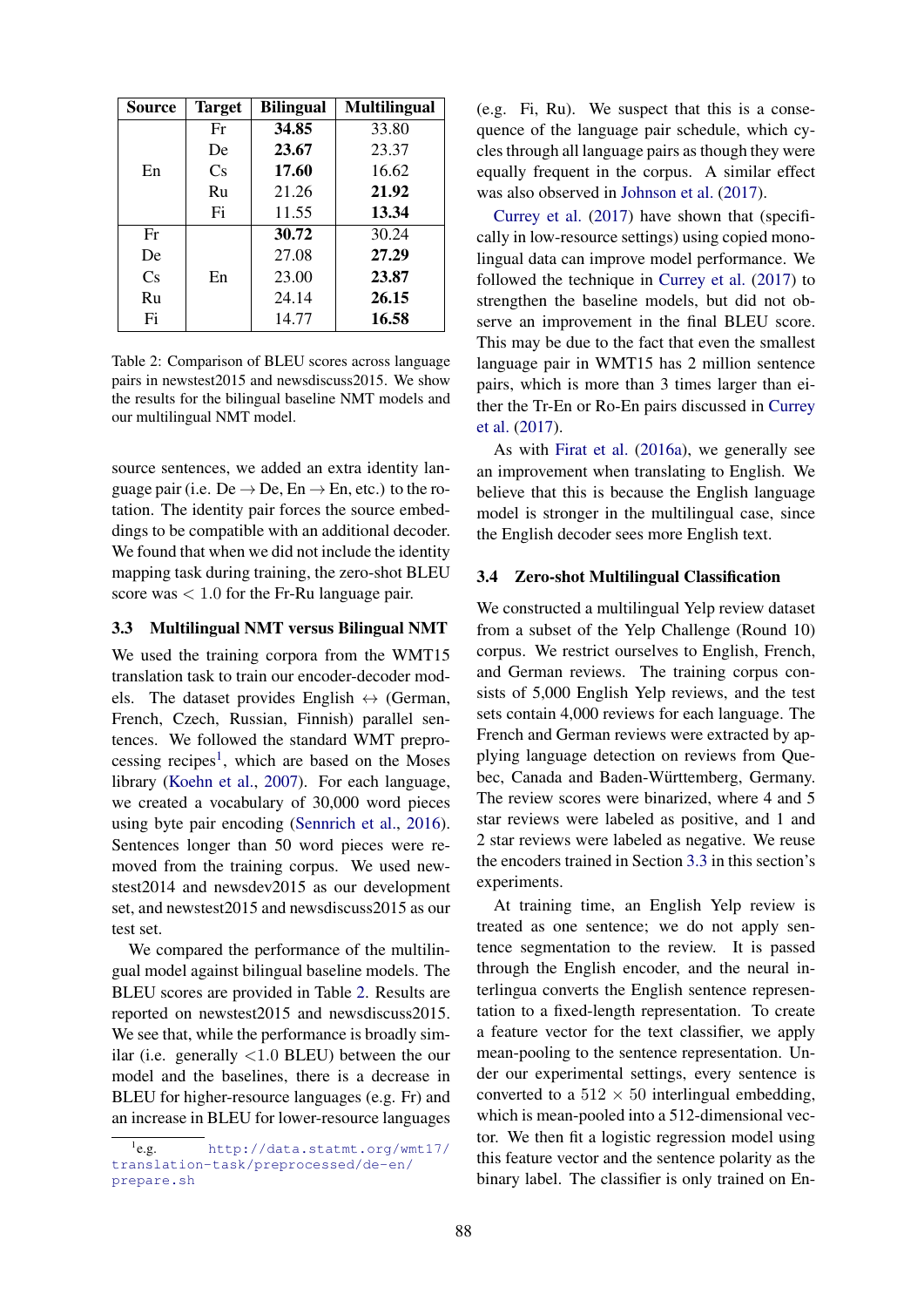| Source | Target | Bilingual | Multilingual |
|---|---|---|---|
| En | Fr | **34.85** | 33.80 |
| | De | **23.67** | 23.37 |
| | Cs | **17.60** | 16.62 |
| | Ru | 21.26 | **21.92** |
| | Fi | 11.55 | **13.34** |
| Fr | En | **30.72** | 30.24 |
| De | | 27.08 | **27.29** |
| Cs | | 23.00 | **23.87** |
| Ru | | 24.14 | **26.15** |
| Fi | | 14.77 | **16.58** |

Table 2: Comparison of BLEU scores across language pairs in newstest2015 and newsdiscuss2015. We show the results for the bilingual baseline NMT models and our multilingual NMT model.

source sentences, we added an extra identity language pair (i.e. De → De, En → En, etc.) to the rotation. The identity pair forces the source embeddings to be compatible with an additional decoder. We found that when we did not include the identity mapping task during training, the zero-shot BLEU score was $< 1.0$ for the Fr-Ru language pair.

### 3.3 Multilingual NMT versus Bilingual NMT

We used the training corpora from the WMT15 translation task to train our encoder-decoder models. The dataset provides English ↔ (German, French, Czech, Russian, Finnish) parallel sentences. We followed the standard WMT preprocessing recipes[1], which are based on the Moses library (Koehn et al., 2007). For each language, we created a vocabulary of 30,000 word pieces using byte pair encoding (Sennrich et al., 2016). Sentences longer than 50 word pieces were removed from the training corpus. We used newstest2014 and newsdev2015 as our development set, and newstest2015 and newsdiscuss2015 as our test set.

We compared the performance of the multilingual model against bilingual baseline models. The BLEU scores are provided in Table 2. Results are reported on newstest2015 and newsdiscuss2015. We see that, while the performance is broadly similar (i.e. generally <1.0 BLEU) between the our model and the baselines, there is a decrease in BLEU for higher-resource languages (e.g. Fr) and an increase in BLEU for lower-resource languages (e.g. Fi, Ru). We suspect that this is a consequence of the language pair schedule, which cycles through all language pairs as though they were equally frequent in the corpus. A similar effect was also observed in Johnson et al. (2017).

Currey et al. (2017) have shown that (specifically in low-resource settings) using copied monolingual data can improve model performance. We followed the technique in Currey et al. (2017) to strengthen the baseline models, but did not observe an improvement in the final BLEU score. This may be due to the fact that even the smallest language pair in WMT15 has 2 million sentence pairs, which is more than 3 times larger than either the Tr-En or Ro-En pairs discussed in Currey et al. (2017).

As with Firat et al. (2016a), we generally see an improvement when translating to English. We believe that this is because the English language model is stronger in the multilingual case, since the English decoder sees more English text.

### 3.4 Zero-shot Multilingual Classification

We constructed a multilingual Yelp review dataset from a subset of the Yelp Challenge (Round 10) corpus. We restrict ourselves to English, French, and German reviews. The training corpus consists of 5,000 English Yelp reviews, and the test sets contain 4,000 reviews for each language. The French and German reviews were extracted by applying language detection on reviews from Quebec, Canada and Baden-Württemberg, Germany. The review scores were binarized, where 4 and 5 star reviews were labeled as positive, and 1 and 2 star reviews were labeled as negative. We reuse the encoders trained in Section 3.3 in this section's experiments.

At training time, an English Yelp review is treated as one sentence; we do not apply sentence segmentation to the review. It is passed through the English encoder, and the neural interlingua converts the English sentence representation to a fixed-length representation. To create a feature vector for the text classifier, we apply mean-pooling to the sentence representation. Under our experimental settings, every sentence is converted to a $512 \times 50$ interlingual embedding, which is mean-pooled into a 512-dimensional vector. We then fit a logistic regression model using this feature vector and the sentence polarity as the binary label. The classifier is only trained on En-

[1] e.g. http://data.statmt.org/wmt17/translation-task/preprocessed/de-en/prepare.sh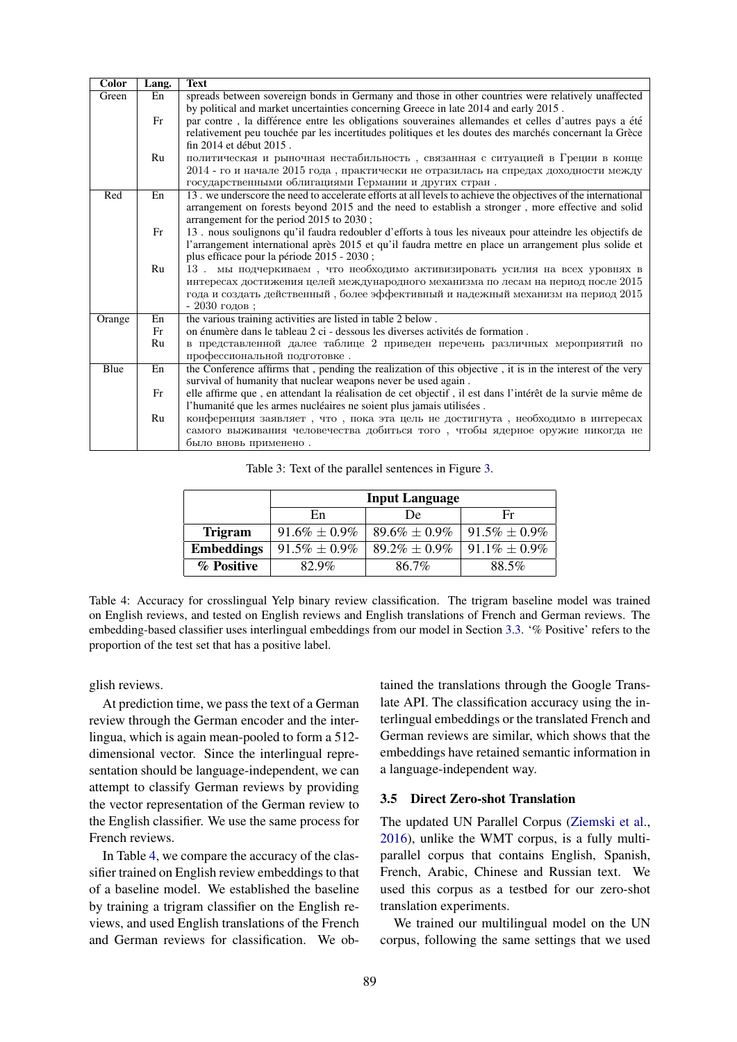| Color | Lang. | Text |
|---|---|---|
| Green | En | spreads between sovereign bonds in Germany and those in other countries were relatively unaffected by political and market uncertainties concerning Greece in late 2014 and early 2015 . |
| | Fr | par contre , la différence entre les obligations souveraines allemandes et celles d'autres pays a été relativement peu touchée par les incertitudes politiques et les doutes des marchés concernant la Grèce fin 2014 et début 2015 . |
| | Ru | политическая и рыночная нестабильность , связанная с ситуацией в Греции в конце 2014 - го и начале 2015 года , практически не отразилась на спредах доходности между государственными облигациями Германии и других стран . |
| Red | En | 13 . we underscore the need to accelerate efforts at all levels to achieve the objectives of the international arrangement on forests beyond 2015 and the need to establish a stronger , more effective and solid arrangement for the period 2015 to 2030 ; |
| | Fr | 13 . nous soulignons qu'il faudra redoubler d'efforts à tous les niveaux pour atteindre les objectifs de l'arrangement international après 2015 et qu'il faudra mettre en place un arrangement plus solide et plus efficace pour la période 2015 - 2030 ; |
| | Ru | 13 . мы подчеркиваем , что необходимо активизировать усилия на всех уровнях в интересах достижения целей международного механизма по лесам на период после 2015 года и создать действенный , более эффективный и надежный механизм на период 2015 - 2030 годов ; |
| Orange | En | the various training activities are listed in table 2 below . |
| | Fr | on énumère dans le tableau 2 ci - dessous les diverses activités de formation . |
| | Ru | в представленной далее таблице 2 приведен перечень различных мероприятий по профессиональной подготовке . |
| Blue | En | the Conference affirms that , pending the realization of this objective , it is in the interest of the very survival of humanity that nuclear weapons never be used again . |
| | Fr | elle affirme que , en attendant la réalisation de cet objectif , il est dans l'intérêt de la survie même de l'humanité que les armes nucléaires ne soient plus jamais utilisées . |
| | Ru | конференция заявляет , что , пока эта цель не достигнута , необходимо в интересах самого выживания человечества добиться того , чтобы ядерное оружие никогда не было вновь применено . |

Table 3: Text of the parallel sentences in Figure 3.

| | Input Language | | |
|---|---|---|---|
| | En | De | Fr |
| **Trigram** | 91.6% ± 0.9% | 89.6% ± 0.9% | 91.5% ± 0.9% |
| **Embeddings** | 91.5% ± 0.9% | 89.2% ± 0.9% | 91.1% ± 0.9% |
| **% Positive** | 82.9% | 86.7% | 88.5% |

Table 4: Accuracy for crosslingual Yelp binary review classification. The trigram baseline model was trained on English reviews, and tested on English reviews and English translations of French and German reviews. The embedding-based classifier uses interlingual embeddings from our model in Section 3.3. '% Positive' refers to the proportion of the test set that has a positive label.

glish reviews.

At prediction time, we pass the text of a German review through the German encoder and the interlingua, which is again mean-pooled to form a 512-dimensional vector. Since the interlingual representation should be language-independent, we can attempt to classify German reviews by providing the vector representation of the German review to the English classifier. We use the same process for French reviews.

In Table 4, we compare the accuracy of the classifier trained on English review embeddings to that of a baseline model. We established the baseline by training a trigram classifier on the English reviews, and used English translations of the French and German reviews for classification. We obtained the translations through the Google Translate API. The classification accuracy using the interlingual embeddings or the translated French and German reviews are similar, which shows that the embeddings have retained semantic information in a language-independent way.

### 3.5 Direct Zero-shot Translation

The updated UN Parallel Corpus (Ziemski et al., 2016), unlike the WMT corpus, is a fully multi-parallel corpus that contains English, Spanish, French, Arabic, Chinese and Russian text. We used this corpus as a testbed for our zero-shot translation experiments.

We trained our multilingual model on the UN corpus, following the same settings that we used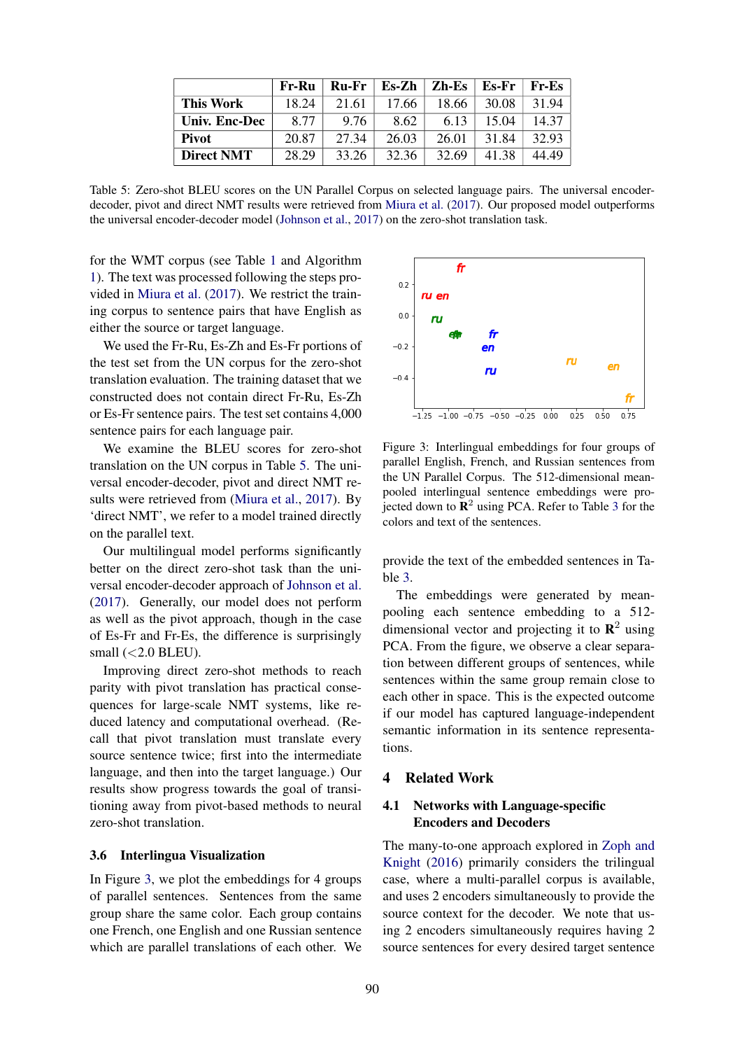|  | Fr-Ru | Ru-Fr | Es-Zh | Zh-Es | Es-Fr | Fr-Es |
|---|---|---|---|---|---|---|
| **This Work** | 18.24 | 21.61 | 17.66 | 18.66 | 30.08 | 31.94 |
| **Univ. Enc-Dec** | 8.77 | 9.76 | 8.62 | 6.13 | 15.04 | 14.37 |
| **Pivot** | 20.87 | 27.34 | 26.03 | 26.01 | 31.84 | 32.93 |
| **Direct NMT** | 28.29 | 33.26 | 32.36 | 32.69 | 41.38 | 44.49 |

Table 5: Zero-shot BLEU scores on the UN Parallel Corpus on selected language pairs. The universal encoder-decoder, pivot and direct NMT results were retrieved from Miura et al. (2017). Our proposed model outperforms the universal encoder-decoder model (Johnson et al., 2017) on the zero-shot translation task.

for the WMT corpus (see Table 1 and Algorithm 1). The text was processed following the steps provided in Miura et al. (2017). We restrict the training corpus to sentence pairs that have English as either the source or target language.

We used the Fr-Ru, Es-Zh and Es-Fr portions of the test set from the UN corpus for the zero-shot translation evaluation. The training dataset that we constructed does not contain direct Fr-Ru, Es-Zh or Es-Fr sentence pairs. The test set contains 4,000 sentence pairs for each language pair.

We examine the BLEU scores for zero-shot translation on the UN corpus in Table 5. The universal encoder-decoder, pivot and direct NMT results were retrieved from (Miura et al., 2017). By 'direct NMT', we refer to a model trained directly on the parallel text.

Our multilingual model performs significantly better on the direct zero-shot task than the universal encoder-decoder approach of Johnson et al. (2017). Generally, our model does not perform as well as the pivot approach, though in the case of Es-Fr and Fr-Es, the difference is surprisingly small (<2.0 BLEU).

Improving direct zero-shot methods to reach parity with pivot translation has practical consequences for large-scale NMT systems, like reduced latency and computational overhead. (Recall that pivot translation must translate every source sentence twice; first into the intermediate language, and then into the target language.) Our results show progress towards the goal of transitioning away from pivot-based methods to neural zero-shot translation.

### 3.6 Interlingua Visualization

In Figure 3, we plot the embeddings for 4 groups of parallel sentences. Sentences from the same group share the same color. Each group contains one French, one English and one Russian sentence which are parallel translations of each other. We provide the text of the embedded sentences in Table 3.

Figure 3: Interlingual embeddings for four groups of parallel English, French, and Russian sentences from the UN Parallel Corpus. The 512-dimensional mean-pooled interlingual sentence embeddings were projected down to $\mathbf{R}^2$ using PCA. Refer to Table 3 for the colors and text of the sentences.

The embeddings were generated by mean-pooling each sentence embedding to a 512-dimensional vector and projecting it to $\mathbf{R}^2$ using PCA. From the figure, we observe a clear separation between different groups of sentences, while sentences within the same group remain close to each other in space. This is the expected outcome if our model has captured language-independent semantic information in its sentence representations.

## 4 Related Work

### 4.1 Networks with Language-specific Encoders and Decoders

The many-to-one approach explored in Zoph and Knight (2016) primarily considers the trilingual case, where a multi-parallel corpus is available, and uses 2 encoders simultaneously to provide the source context for the decoder. We note that using 2 encoders simultaneously requires having 2 source sentences for every desired target sentence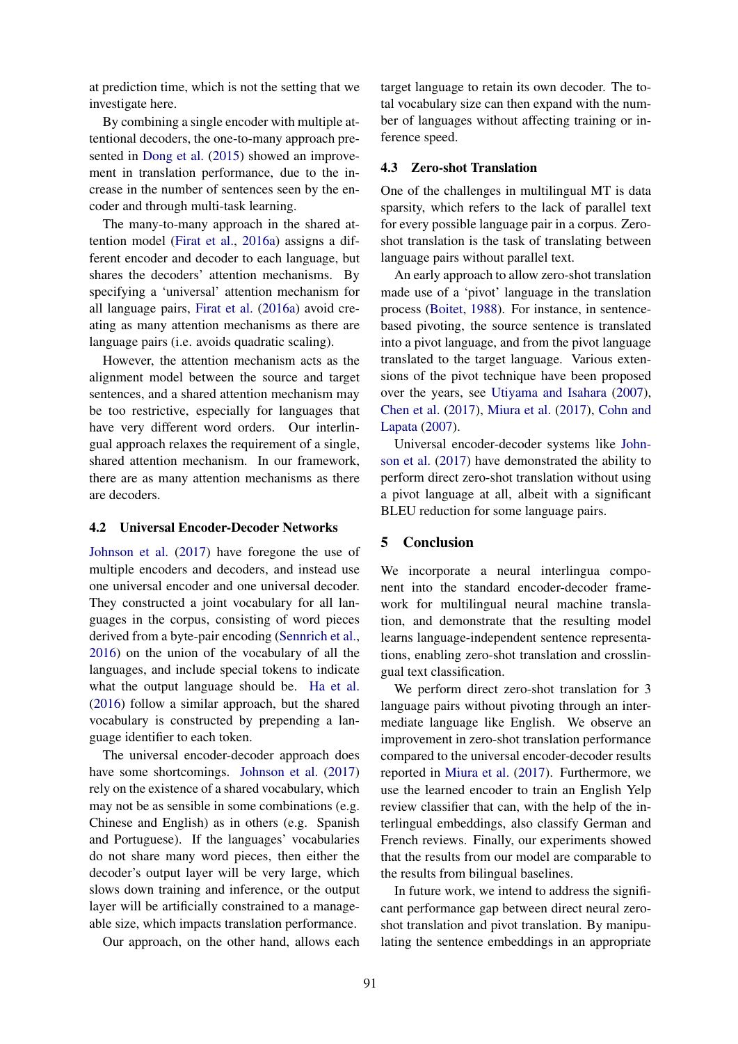at prediction time, which is not the setting that we investigate here.

By combining a single encoder with multiple attentional decoders, the one-to-many approach presented in Dong et al. (2015) showed an improvement in translation performance, due to the increase in the number of sentences seen by the encoder and through multi-task learning.

The many-to-many approach in the shared attention model (Firat et al., 2016a) assigns a different encoder and decoder to each language, but shares the decoders' attention mechanisms. By specifying a 'universal' attention mechanism for all language pairs, Firat et al. (2016a) avoid creating as many attention mechanisms as there are language pairs (i.e. avoids quadratic scaling).

However, the attention mechanism acts as the alignment model between the source and target sentences, and a shared attention mechanism may be too restrictive, especially for languages that have very different word orders. Our interlingual approach relaxes the requirement of a single, shared attention mechanism. In our framework, there are as many attention mechanisms as there are decoders.

### 4.2 Universal Encoder-Decoder Networks

Johnson et al. (2017) have foregone the use of multiple encoders and decoders, and instead use one universal encoder and one universal decoder. They constructed a joint vocabulary for all languages in the corpus, consisting of word pieces derived from a byte-pair encoding (Sennrich et al., 2016) on the union of the vocabulary of all the languages, and include special tokens to indicate what the output language should be. Ha et al. (2016) follow a similar approach, but the shared vocabulary is constructed by prepending a language identifier to each token.

The universal encoder-decoder approach does have some shortcomings. Johnson et al. (2017) rely on the existence of a shared vocabulary, which may not be as sensible in some combinations (e.g. Chinese and English) as in others (e.g. Spanish and Portuguese). If the languages' vocabularies do not share many word pieces, then either the decoder's output layer will be very large, which slows down training and inference, or the output layer will be artificially constrained to a manageable size, which impacts translation performance.

Our approach, on the other hand, allows each target language to retain its own decoder. The total vocabulary size can then expand with the number of languages without affecting training or inference speed.

### 4.3 Zero-shot Translation

One of the challenges in multilingual MT is data sparsity, which refers to the lack of parallel text for every possible language pair in a corpus. Zero-shot translation is the task of translating between language pairs without parallel text.

An early approach to allow zero-shot translation made use of a 'pivot' language in the translation process (Boitet, 1988). For instance, in sentence-based pivoting, the source sentence is translated into a pivot language, and from the pivot language translated to the target language. Various extensions of the pivot technique have been proposed over the years, see Utiyama and Isahara (2007), Chen et al. (2017), Miura et al. (2017), Cohn and Lapata (2007).

Universal encoder-decoder systems like Johnson et al. (2017) have demonstrated the ability to perform direct zero-shot translation without using a pivot language at all, albeit with a significant BLEU reduction for some language pairs.

## 5 Conclusion

We incorporate a neural interlingua component into the standard encoder-decoder framework for multilingual neural machine translation, and demonstrate that the resulting model learns language-independent sentence representations, enabling zero-shot translation and crosslingual text classification.

We perform direct zero-shot translation for 3 language pairs without pivoting through an intermediate language like English. We observe an improvement in zero-shot translation performance compared to the universal encoder-decoder results reported in Miura et al. (2017). Furthermore, we use the learned encoder to train an English Yelp review classifier that can, with the help of the interlingual embeddings, also classify German and French reviews. Finally, our experiments showed that the results from our model are comparable to the results from bilingual baselines.

In future work, we intend to address the significant performance gap between direct neural zero-shot translation and pivot translation. By manipulating the sentence embeddings in an appropriate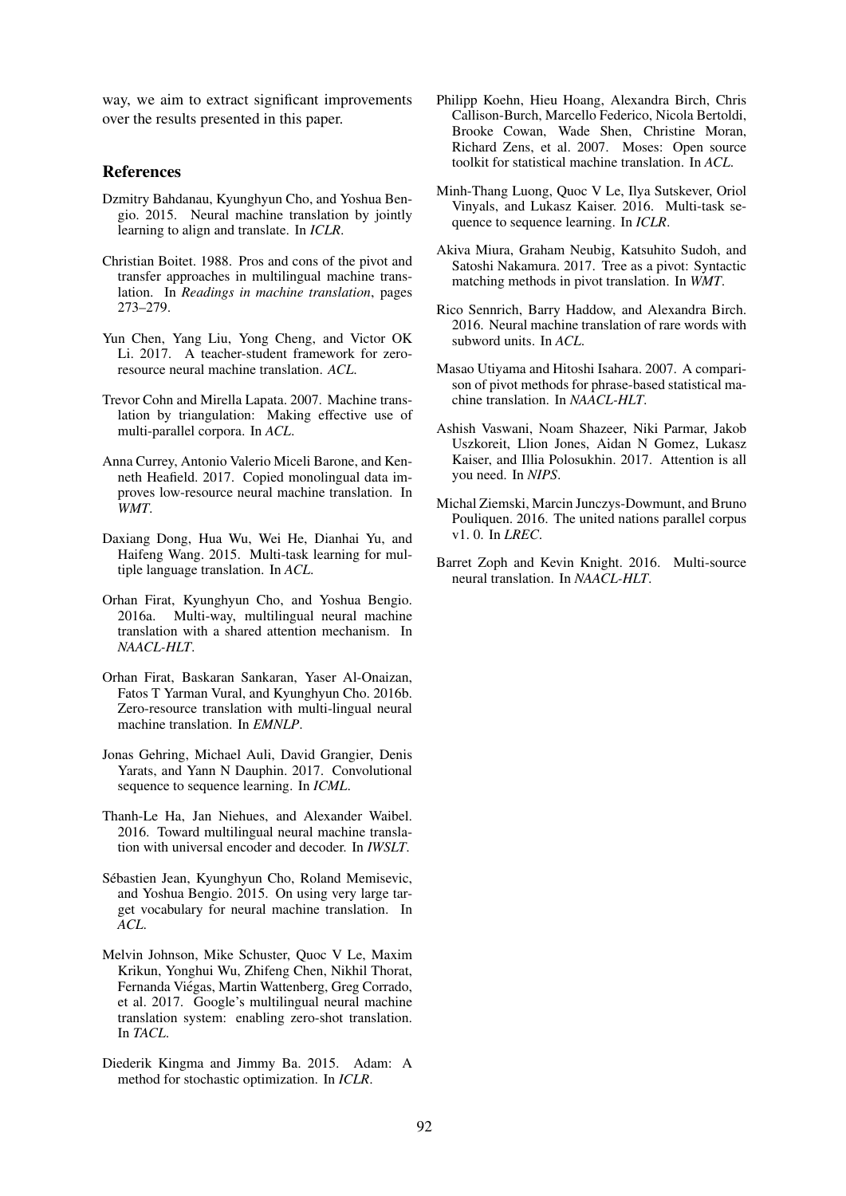way, we aim to extract significant improvements over the results presented in this paper.

## References

Dzmitry Bahdanau, Kyunghyun Cho, and Yoshua Bengio. 2015. Neural machine translation by jointly learning to align and translate. In *ICLR*.

Christian Boitet. 1988. Pros and cons of the pivot and transfer approaches in multilingual machine translation. In *Readings in machine translation*, pages 273–279.

Yun Chen, Yang Liu, Yong Cheng, and Victor OK Li. 2017. A teacher-student framework for zero-resource neural machine translation. *ACL*.

Trevor Cohn and Mirella Lapata. 2007. Machine translation by triangulation: Making effective use of multi-parallel corpora. In *ACL*.

Anna Currey, Antonio Valerio Miceli Barone, and Kenneth Heafield. 2017. Copied monolingual data improves low-resource neural machine translation. In *WMT*.

Daxiang Dong, Hua Wu, Wei He, Dianhai Yu, and Haifeng Wang. 2015. Multi-task learning for multiple language translation. In *ACL*.

Orhan Firat, Kyunghyun Cho, and Yoshua Bengio. 2016a. Multi-way, multilingual neural machine translation with a shared attention mechanism. In *NAACL-HLT*.

Orhan Firat, Baskaran Sankaran, Yaser Al-Onaizan, Fatos T Yarman Vural, and Kyunghyun Cho. 2016b. Zero-resource translation with multi-lingual neural machine translation. In *EMNLP*.

Jonas Gehring, Michael Auli, David Grangier, Denis Yarats, and Yann N Dauphin. 2017. Convolutional sequence to sequence learning. In *ICML*.

Thanh-Le Ha, Jan Niehues, and Alexander Waibel. 2016. Toward multilingual neural machine translation with universal encoder and decoder. In *IWSLT*.

Sébastien Jean, Kyunghyun Cho, Roland Memisevic, and Yoshua Bengio. 2015. On using very large target vocabulary for neural machine translation. In *ACL*.

Melvin Johnson, Mike Schuster, Quoc V Le, Maxim Krikun, Yonghui Wu, Zhifeng Chen, Nikhil Thorat, Fernanda Viégas, Martin Wattenberg, Greg Corrado, et al. 2017. Google's multilingual neural machine translation system: enabling zero-shot translation. In *TACL*.

Diederik Kingma and Jimmy Ba. 2015. Adam: A method for stochastic optimization. In *ICLR*.

Philipp Koehn, Hieu Hoang, Alexandra Birch, Chris Callison-Burch, Marcello Federico, Nicola Bertoldi, Brooke Cowan, Wade Shen, Christine Moran, Richard Zens, et al. 2007. Moses: Open source toolkit for statistical machine translation. In *ACL*.

Minh-Thang Luong, Quoc V Le, Ilya Sutskever, Oriol Vinyals, and Lukasz Kaiser. 2016. Multi-task sequence to sequence learning. In *ICLR*.

Akiva Miura, Graham Neubig, Katsuhito Sudoh, and Satoshi Nakamura. 2017. Tree as a pivot: Syntactic matching methods in pivot translation. In *WMT*.

Rico Sennrich, Barry Haddow, and Alexandra Birch. 2016. Neural machine translation of rare words with subword units. In *ACL*.

Masao Utiyama and Hitoshi Isahara. 2007. A comparison of pivot methods for phrase-based statistical machine translation. In *NAACL-HLT*.

Ashish Vaswani, Noam Shazeer, Niki Parmar, Jakob Uszkoreit, Llion Jones, Aidan N Gomez, Lukasz Kaiser, and Illia Polosukhin. 2017. Attention is all you need. In *NIPS*.

Michal Ziemski, Marcin Junczys-Dowmunt, and Bruno Pouliquen. 2016. The united nations parallel corpus v1. 0. In *LREC*.

Barret Zoph and Kevin Knight. 2016. Multi-source neural translation. In *NAACL-HLT*.